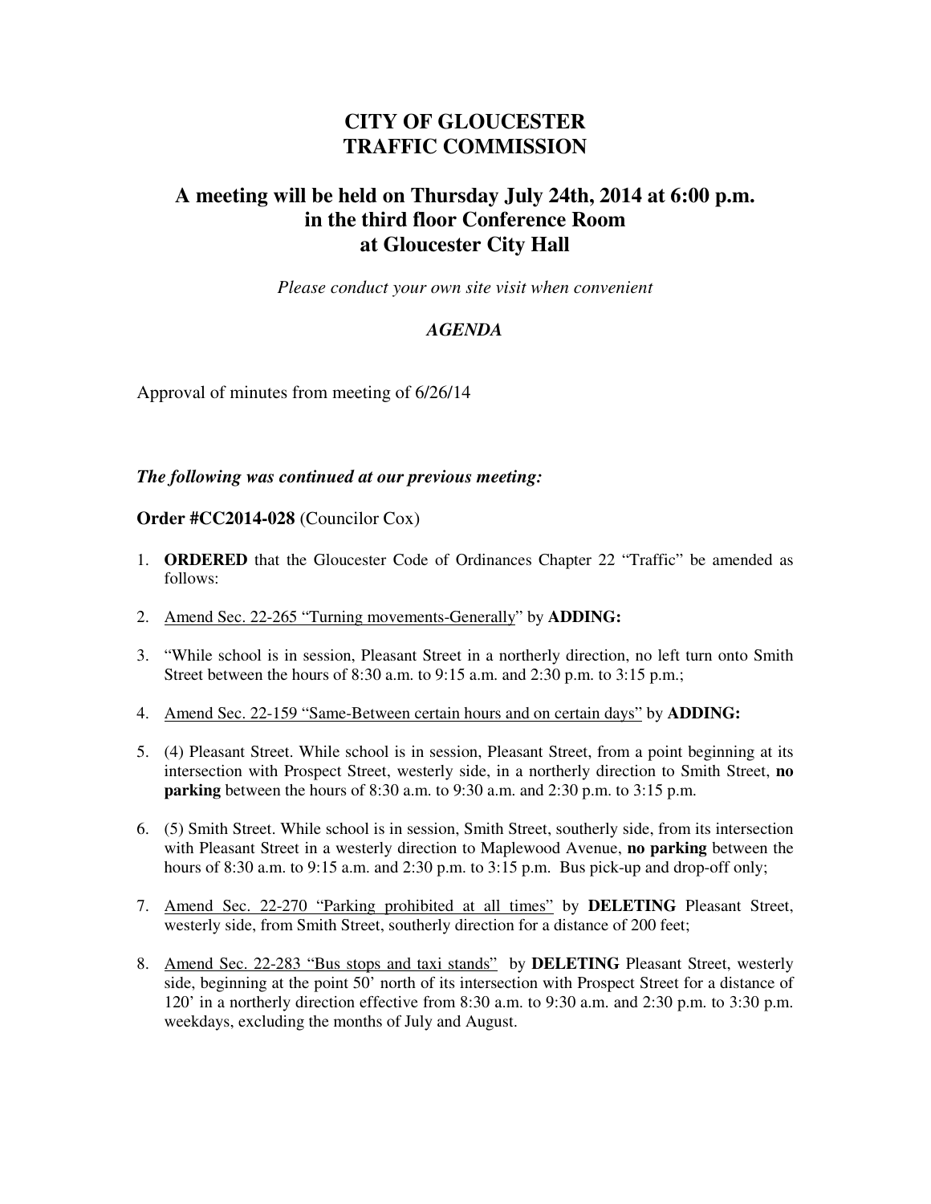# CITY OF GLOUCESTER
# TRAFFIC COMMISSION

## A meeting will be held on Thursday July 24th, 2014 at 6:00 p.m. in the third floor Conference Room at Gloucester City Hall

*Please conduct your own site visit when convenient*

***AGENDA***

Approval of minutes from meeting of 6/26/14

***The following was continued at our previous meeting:***

**Order #CC2014-028** (Councilor Cox)

1. **ORDERED** that the Gloucester Code of Ordinances Chapter 22 "Traffic" be amended as follows:
2. Amend Sec. 22-265 "Turning movements-Generally" by **ADDING:**
3. "While school is in session, Pleasant Street in a northerly direction, no left turn onto Smith Street between the hours of 8:30 a.m. to 9:15 a.m. and 2:30 p.m. to 3:15 p.m.;
4. Amend Sec. 22-159 "Same-Between certain hours and on certain days" by **ADDING:**
5. (4) Pleasant Street. While school is in session, Pleasant Street, from a point beginning at its intersection with Prospect Street, westerly side, in a northerly direction to Smith Street, **no parking** between the hours of 8:30 a.m. to 9:30 a.m. and 2:30 p.m. to 3:15 p.m.
6. (5) Smith Street. While school is in session, Smith Street, southerly side, from its intersection with Pleasant Street in a westerly direction to Maplewood Avenue, **no parking** between the hours of 8:30 a.m. to 9:15 a.m. and 2:30 p.m. to 3:15 p.m. Bus pick-up and drop-off only;
7. Amend Sec. 22-270 "Parking prohibited at all times" by **DELETING** Pleasant Street, westerly side, from Smith Street, southerly direction for a distance of 200 feet;
8. Amend Sec. 22-283 "Bus stops and taxi stands" by **DELETING** Pleasant Street, westerly side, beginning at the point 50' north of its intersection with Prospect Street for a distance of 120' in a northerly direction effective from 8:30 a.m. to 9:30 a.m. and 2:30 p.m. to 3:30 p.m. weekdays, excluding the months of July and August.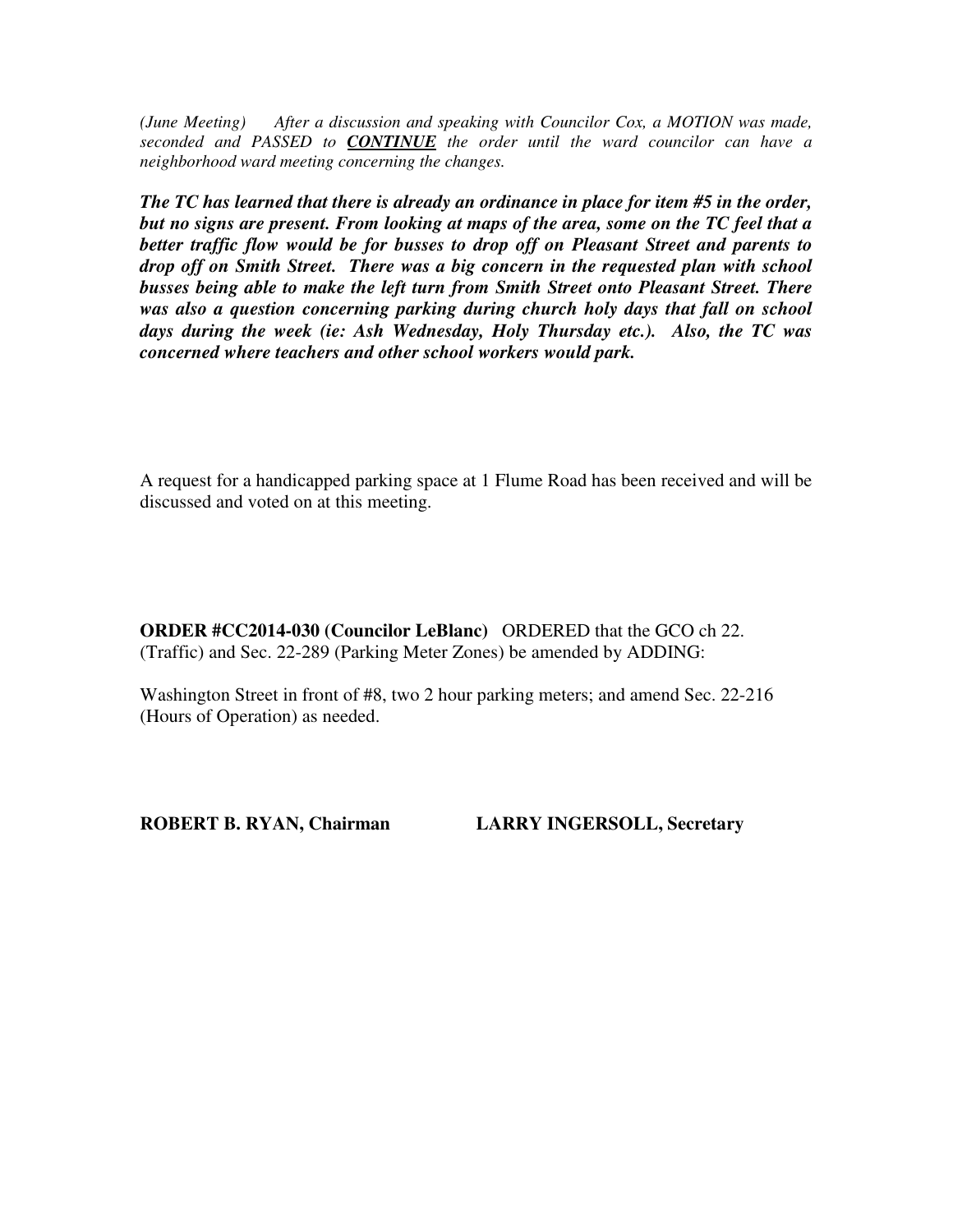*(June Meeting) After a discussion and speaking with Councilor Cox, a MOTION was made, seconded and PASSED to* ***CONTINUE*** *the order until the ward councilor can have a neighborhood ward meeting concerning the changes.*

***The TC has learned that there is already an ordinance in place for item #5 in the order, but no signs are present. From looking at maps of the area, some on the TC feel that a better traffic flow would be for busses to drop off on Pleasant Street and parents to drop off on Smith Street. There was a big concern in the requested plan with school busses being able to make the left turn from Smith Street onto Pleasant Street. There was also a question concerning parking during church holy days that fall on school days during the week (ie: Ash Wednesday, Holy Thursday etc.). Also, the TC was concerned where teachers and other school workers would park.***

A request for a handicapped parking space at 1 Flume Road has been received and will be discussed and voted on at this meeting.

**ORDER #CC2014-030 (Councilor LeBlanc)** ORDERED that the GCO ch 22. (Traffic) and Sec. 22-289 (Parking Meter Zones) be amended by ADDING:

Washington Street in front of #8, two 2 hour parking meters; and amend Sec. 22-216 (Hours of Operation) as needed.

**ROBERT B. RYAN, Chairman** **LARRY INGERSOLL, Secretary**